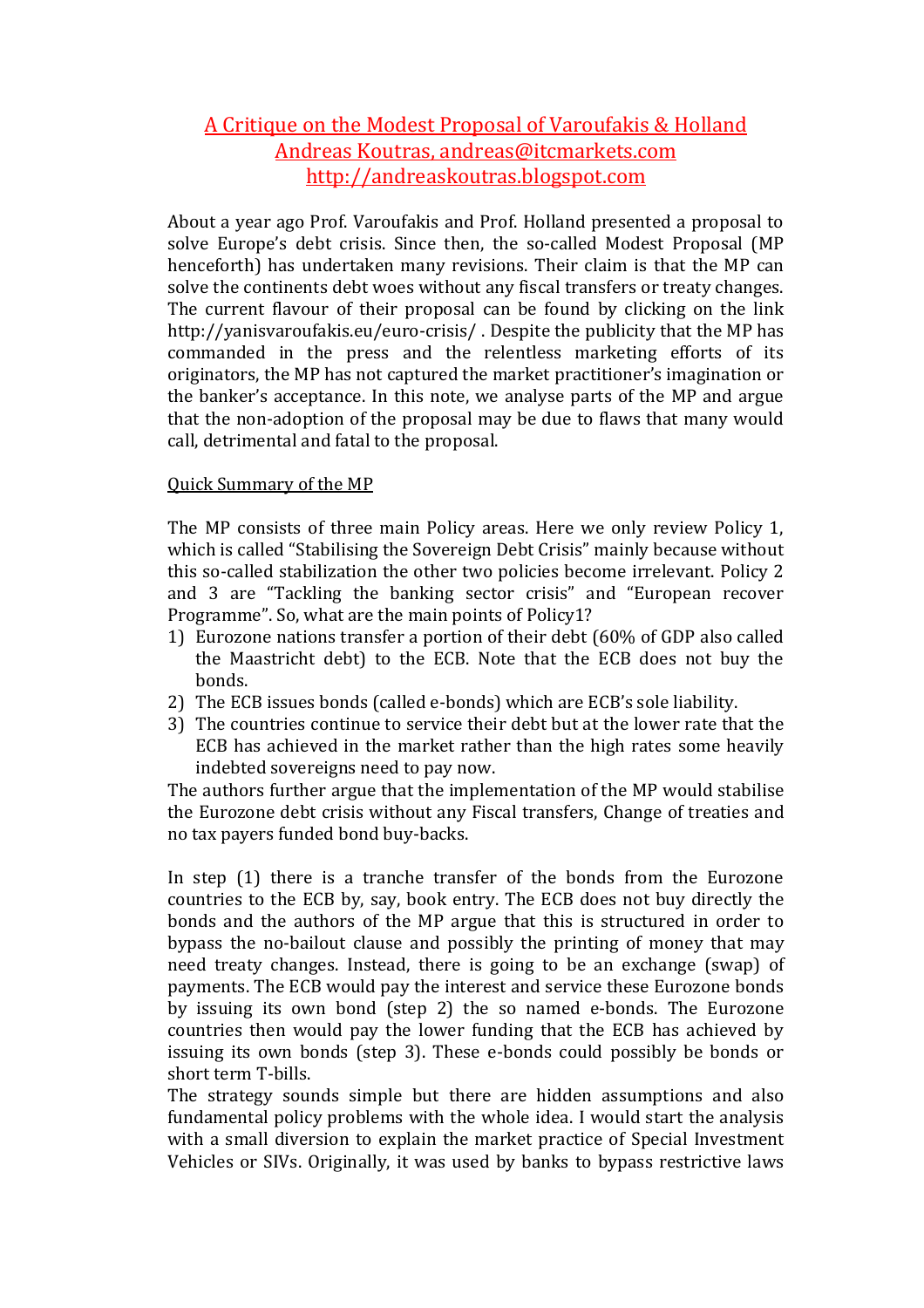# A Critique on the Modest Proposal of Varoufakis & Holland

Andreas Koutras, andreas@itcmarkets.com

http://andreaskoutras.blogspot.com

About a year ago Prof. Varoufakis and Prof. Holland presented a proposal to solve Europe's debt crisis. Since then, the so-called Modest Proposal (MP henceforth) has undertaken many revisions. Their claim is that the MP can solve the continents debt woes without any fiscal transfers or treaty changes. The current flavour of their proposal can be found by clicking on the link http://yanisvaroufakis.eu/euro-crisis/ . Despite the publicity that the MP has commanded in the press and the relentless marketing efforts of its originators, the MP has not captured the market practitioner's imagination or the banker's acceptance. In this note, we analyse parts of the MP and argue that the non-adoption of the proposal may be due to flaws that many would call, detrimental and fatal to the proposal.

## Quick Summary of the MP

The MP consists of three main Policy areas. Here we only review Policy 1, which is called "Stabilising the Sovereign Debt Crisis" mainly because without this so-called stabilization the other two policies become irrelevant. Policy 2 and 3 are "Tackling the banking sector crisis" and "European recover Programme". So, what are the main points of Policy1?

1) Eurozone nations transfer a portion of their debt (60% of GDP also called the Maastricht debt) to the ECB. Note that the ECB does not buy the bonds.
2) The ECB issues bonds (called e-bonds) which are ECB's sole liability.
3) The countries continue to service their debt but at the lower rate that the ECB has achieved in the market rather than the high rates some heavily indebted sovereigns need to pay now.

The authors further argue that the implementation of the MP would stabilise the Eurozone debt crisis without any Fiscal transfers, Change of treaties and no tax payers funded bond buy-backs.

In step (1) there is a tranche transfer of the bonds from the Eurozone countries to the ECB by, say, book entry. The ECB does not buy directly the bonds and the authors of the MP argue that this is structured in order to bypass the no-bailout clause and possibly the printing of money that may need treaty changes. Instead, there is going to be an exchange (swap) of payments. The ECB would pay the interest and service these Eurozone bonds by issuing its own bond (step 2) the so named e-bonds. The Eurozone countries then would pay the lower funding that the ECB has achieved by issuing its own bonds (step 3). These e-bonds could possibly be bonds or short term T-bills.

The strategy sounds simple but there are hidden assumptions and also fundamental policy problems with the whole idea. I would start the analysis with a small diversion to explain the market practice of Special Investment Vehicles or SIVs. Originally, it was used by banks to bypass restrictive laws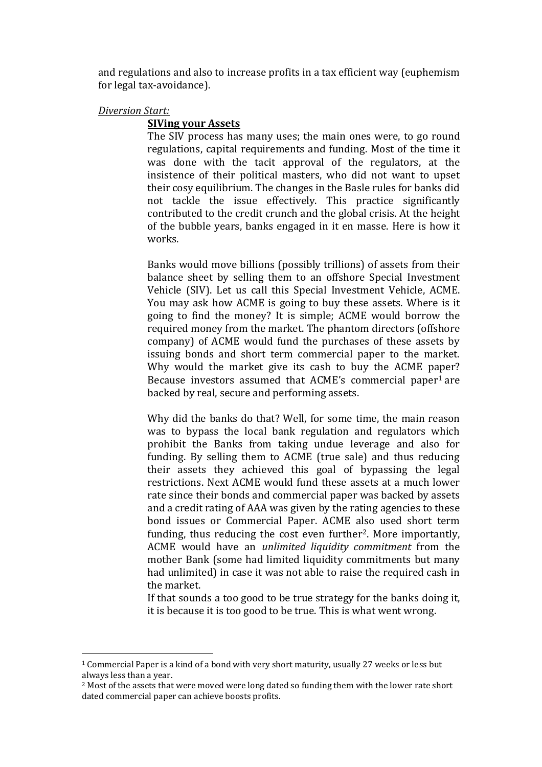and regulations and also to increase profits in a tax efficient way (euphemism for legal tax-avoidance).

*Diversion Start:*

**SIVing your Assets**

The SIV process has many uses; the main ones were, to go round regulations, capital requirements and funding. Most of the time it was done with the tacit approval of the regulators, at the insistence of their political masters, who did not want to upset their cosy equilibrium. The changes in the Basle rules for banks did not tackle the issue effectively. This practice significantly contributed to the credit crunch and the global crisis. At the height of the bubble years, banks engaged in it en masse. Here is how it works.

Banks would move billions (possibly trillions) of assets from their balance sheet by selling them to an offshore Special Investment Vehicle (SIV). Let us call this Special Investment Vehicle, ACME. You may ask how ACME is going to buy these assets. Where is it going to find the money? It is simple; ACME would borrow the required money from the market. The phantom directors (offshore company) of ACME would fund the purchases of these assets by issuing bonds and short term commercial paper to the market. Why would the market give its cash to buy the ACME paper? Because investors assumed that ACME's commercial paper[1] are backed by real, secure and performing assets.

Why did the banks do that? Well, for some time, the main reason was to bypass the local bank regulation and regulators which prohibit the Banks from taking undue leverage and also for funding. By selling them to ACME (true sale) and thus reducing their assets they achieved this goal of bypassing the legal restrictions. Next ACME would fund these assets at a much lower rate since their bonds and commercial paper was backed by assets and a credit rating of AAA was given by the rating agencies to these bond issues or Commercial Paper. ACME also used short term funding, thus reducing the cost even further[2]. More importantly, ACME would have an *unlimited liquidity commitment* from the mother Bank (some had limited liquidity commitments but many had unlimited) in case it was not able to raise the required cash in the market.

If that sounds a too good to be true strategy for the banks doing it, it is because it is too good to be true. This is what went wrong.

---

[1] Commercial Paper is a kind of a bond with very short maturity, usually 27 weeks or less but always less than a year.

[2] Most of the assets that were moved were long dated so funding them with the lower rate short dated commercial paper can achieve boosts profits.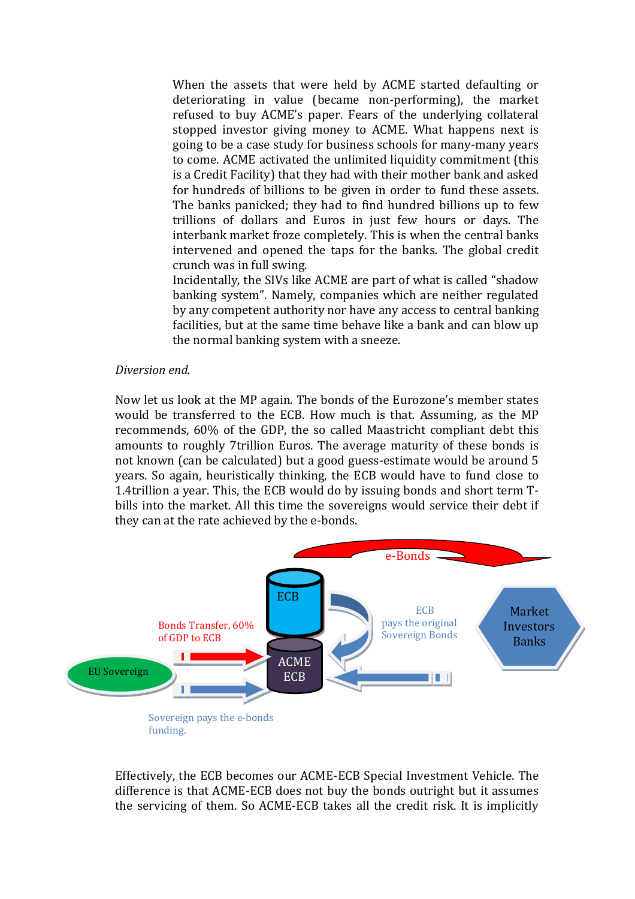When the assets that were held by ACME started defaulting or deteriorating in value (became non-performing), the market refused to buy ACME's paper. Fears of the underlying collateral stopped investor giving money to ACME. What happens next is going to be a case study for business schools for many-many years to come. ACME activated the unlimited liquidity commitment (this is a Credit Facility) that they had with their mother bank and asked for hundreds of billions to be given in order to fund these assets. The banks panicked; they had to find hundred billions up to few trillions of dollars and Euros in just few hours or days. The interbank market froze completely. This is when the central banks intervened and opened the taps for the banks. The global credit crunch was in full swing.

Incidentally, the SIVs like ACME are part of what is called "shadow banking system". Namely, companies which are neither regulated by any competent authority nor have any access to central banking facilities, but at the same time behave like a bank and can blow up the normal banking system with a sneeze.

*Diversion end.*

Now let us look at the MP again. The bonds of the Eurozone's member states would be transferred to the ECB. How much is that. Assuming, as the MP recommends, 60% of the GDP, the so called Maastricht compliant debt this amounts to roughly 7trillion Euros. The average maturity of these bonds is not known (can be calculated) but a good guess-estimate would be around 5 years. So again, heuristically thinking, the ECB would have to fund close to 1.4trillion a year. This, the ECB would do by issuing bonds and short term T-bills into the market. All this time the sovereigns would service their debt if they can at the rate achieved by the e-bonds.

e-Bonds

ECB

ACME ECB

Market Investors Banks

ECB pays the original Sovereign Bonds

Bonds Transfer, 60% of GDP to ECB

EU Sovereign

Sovereign pays the e-bonds funding.

Effectively, the ECB becomes our ACME-ECB Special Investment Vehicle. The difference is that ACME-ECB does not buy the bonds outright but it assumes the servicing of them. So ACME-ECB takes all the credit risk. It is implicitly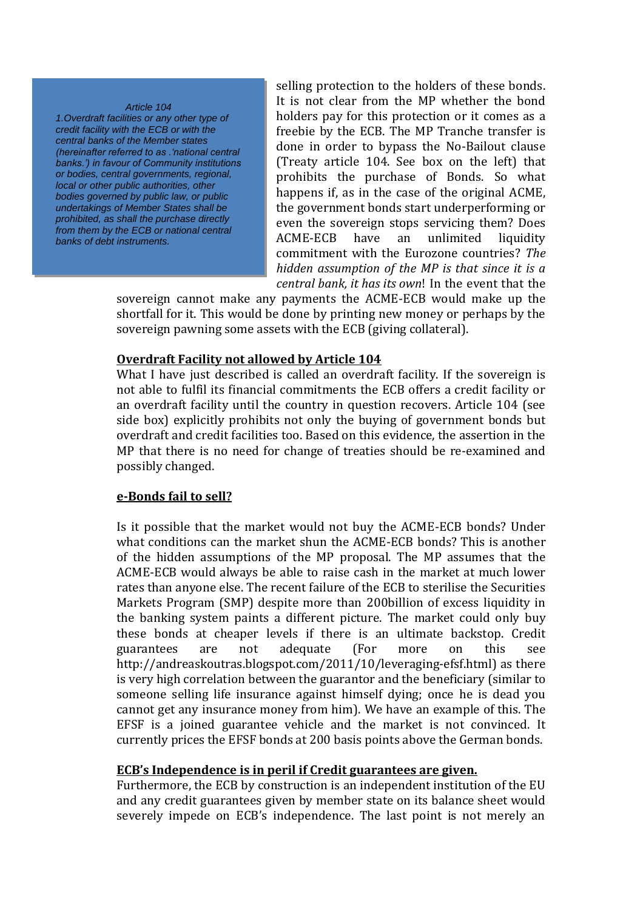> *Article 104*
> *1.Overdraft facilities or any other type of credit facility with the ECB or with the central banks of the Member states (hereinafter referred to as .'national central banks.') in favour of Community institutions or bodies, central governments, regional, local or other public authorities, other bodies governed by public law, or public undertakings of Member States shall be prohibited, as shall the purchase directly from them by the ECB or national central banks of debt instruments.*

selling protection to the holders of these bonds. It is not clear from the MP whether the bond holders pay for this protection or it comes as a freebie by the ECB. The MP Tranche transfer is done in order to bypass the No-Bailout clause (Treaty article 104. See box on the left) that prohibits the purchase of Bonds. So what happens if, as in the case of the original ACME, the government bonds start underperforming or even the sovereign stops servicing them? Does ACME-ECB have an unlimited liquidity commitment with the Eurozone countries? *The hidden assumption of the MP is that since it is a central bank, it has its own*! In the event that the sovereign cannot make any payments the ACME-ECB would make up the shortfall for it. This would be done by printing new money or perhaps by the sovereign pawning some assets with the ECB (giving collateral).

**Overdraft Facility not allowed by Article 104**

What I have just described is called an overdraft facility. If the sovereign is not able to fulfil its financial commitments the ECB offers a credit facility or an overdraft facility until the country in question recovers. Article 104 (see side box) explicitly prohibits not only the buying of government bonds but overdraft and credit facilities too. Based on this evidence, the assertion in the MP that there is no need for change of treaties should be re-examined and possibly changed.

**e-Bonds fail to sell?**

Is it possible that the market would not buy the ACME-ECB bonds? Under what conditions can the market shun the ACME-ECB bonds? This is another of the hidden assumptions of the MP proposal. The MP assumes that the ACME-ECB would always be able to raise cash in the market at much lower rates than anyone else. The recent failure of the ECB to sterilise the Securities Markets Program (SMP) despite more than 200billion of excess liquidity in the banking system paints a different picture. The market could only buy these bonds at cheaper levels if there is an ultimate backstop. Credit guarantees are not adequate (For more on this see http://andreaskoutras.blogspot.com/2011/10/leveraging-efsf.html) as there is very high correlation between the guarantor and the beneficiary (similar to someone selling life insurance against himself dying; once he is dead you cannot get any insurance money from him). We have an example of this. The EFSF is a joined guarantee vehicle and the market is not convinced. It currently prices the EFSF bonds at 200 basis points above the German bonds.

**ECB's Independence is in peril if Credit guarantees are given.**

Furthermore, the ECB by construction is an independent institution of the EU and any credit guarantees given by member state on its balance sheet would severely impede on ECB's independence. The last point is not merely an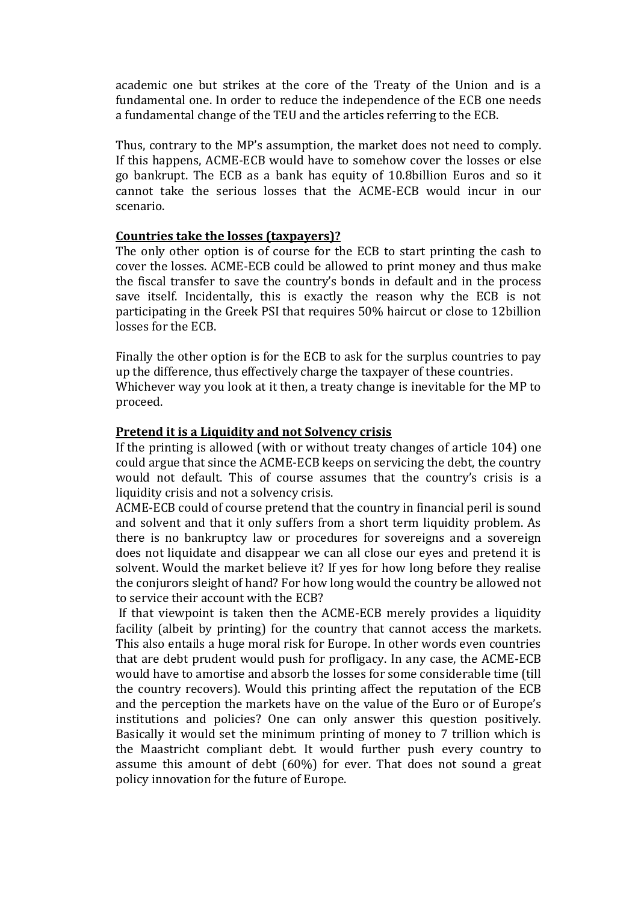academic one but strikes at the core of the Treaty of the Union and is a fundamental one. In order to reduce the independence of the ECB one needs a fundamental change of the TEU and the articles referring to the ECB.

Thus, contrary to the MP's assumption, the market does not need to comply. If this happens, ACME-ECB would have to somehow cover the losses or else go bankrupt. The ECB as a bank has equity of 10.8billion Euros and so it cannot take the serious losses that the ACME-ECB would incur in our scenario.

**Countries take the losses (taxpayers)?**

The only other option is of course for the ECB to start printing the cash to cover the losses. ACME-ECB could be allowed to print money and thus make the fiscal transfer to save the country's bonds in default and in the process save itself. Incidentally, this is exactly the reason why the ECB is not participating in the Greek PSI that requires 50% haircut or close to 12billion losses for the ECB.

Finally the other option is for the ECB to ask for the surplus countries to pay up the difference, thus effectively charge the taxpayer of these countries. Whichever way you look at it then, a treaty change is inevitable for the MP to proceed.

**Pretend it is a Liquidity and not Solvency crisis**

If the printing is allowed (with or without treaty changes of article 104) one could argue that since the ACME-ECB keeps on servicing the debt, the country would not default. This of course assumes that the country's crisis is a liquidity crisis and not a solvency crisis.

ACME-ECB could of course pretend that the country in financial peril is sound and solvent and that it only suffers from a short term liquidity problem. As there is no bankruptcy law or procedures for sovereigns and a sovereign does not liquidate and disappear we can all close our eyes and pretend it is solvent. Would the market believe it? If yes for how long before they realise the conjurors sleight of hand? For how long would the country be allowed not to service their account with the ECB?

If that viewpoint is taken then the ACME-ECB merely provides a liquidity facility (albeit by printing) for the country that cannot access the markets. This also entails a huge moral risk for Europe. In other words even countries that are debt prudent would push for profligacy. In any case, the ACME-ECB would have to amortise and absorb the losses for some considerable time (till the country recovers). Would this printing affect the reputation of the ECB and the perception the markets have on the value of the Euro or of Europe's institutions and policies? One can only answer this question positively. Basically it would set the minimum printing of money to 7 trillion which is the Maastricht compliant debt. It would further push every country to assume this amount of debt (60%) for ever. That does not sound a great policy innovation for the future of Europe.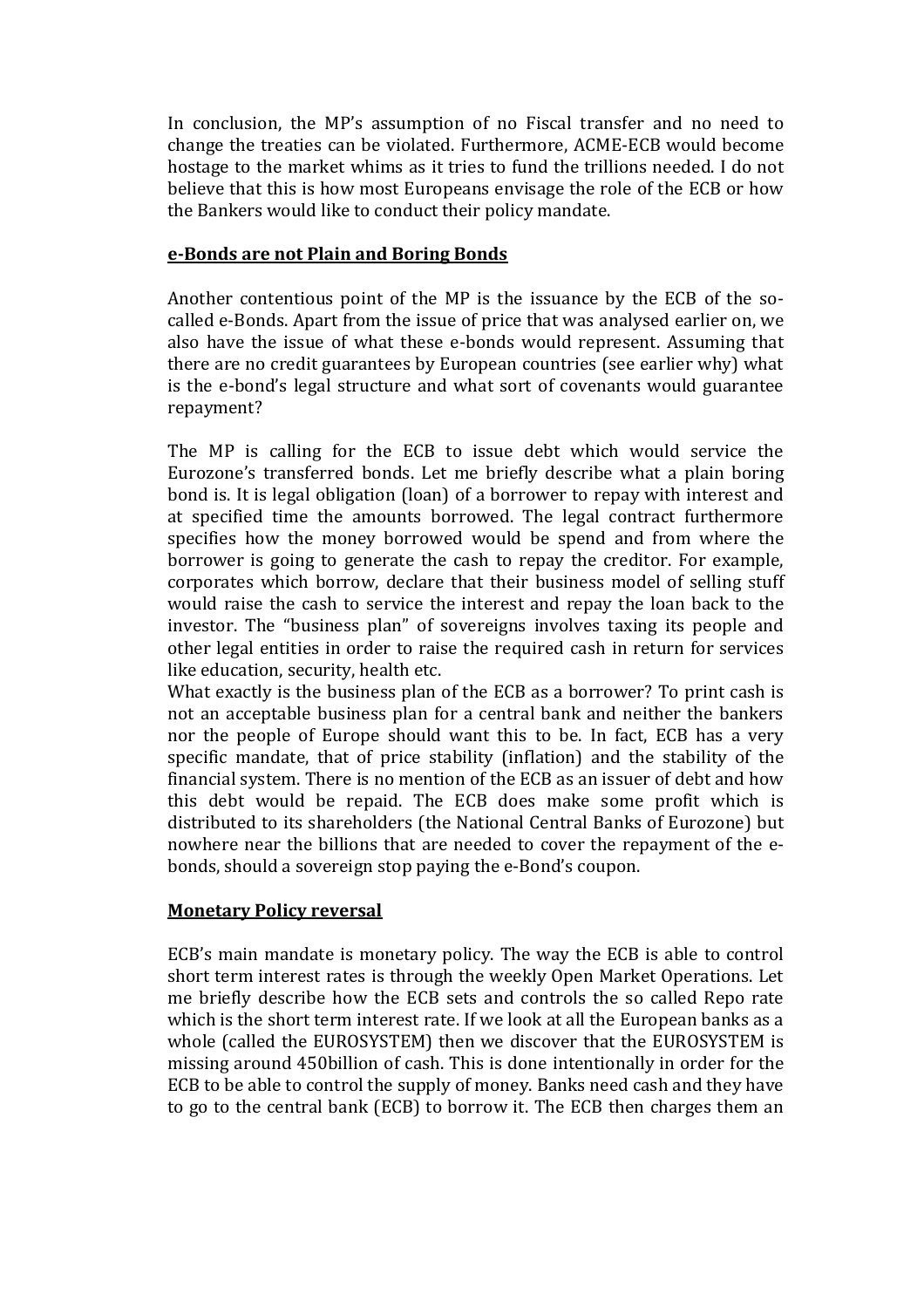In conclusion, the MP's assumption of no Fiscal transfer and no need to change the treaties can be violated. Furthermore, ACME-ECB would become hostage to the market whims as it tries to fund the trillions needed. I do not believe that this is how most Europeans envisage the role of the ECB or how the Bankers would like to conduct their policy mandate.

## **e-Bonds are not Plain and Boring Bonds**

Another contentious point of the MP is the issuance by the ECB of the so-called e-Bonds. Apart from the issue of price that was analysed earlier on, we also have the issue of what these e-bonds would represent. Assuming that there are no credit guarantees by European countries (see earlier why) what is the e-bond's legal structure and what sort of covenants would guarantee repayment?

The MP is calling for the ECB to issue debt which would service the Eurozone's transferred bonds. Let me briefly describe what a plain boring bond is. It is legal obligation (loan) of a borrower to repay with interest and at specified time the amounts borrowed. The legal contract furthermore specifies how the money borrowed would be spend and from where the borrower is going to generate the cash to repay the creditor. For example, corporates which borrow, declare that their business model of selling stuff would raise the cash to service the interest and repay the loan back to the investor. The "business plan" of sovereigns involves taxing its people and other legal entities in order to raise the required cash in return for services like education, security, health etc.
What exactly is the business plan of the ECB as a borrower? To print cash is not an acceptable business plan for a central bank and neither the bankers nor the people of Europe should want this to be. In fact, ECB has a very specific mandate, that of price stability (inflation) and the stability of the financial system. There is no mention of the ECB as an issuer of debt and how this debt would be repaid. The ECB does make some profit which is distributed to its shareholders (the National Central Banks of Eurozone) but nowhere near the billions that are needed to cover the repayment of the e-bonds, should a sovereign stop paying the e-Bond's coupon.

## **Monetary Policy reversal**

ECB's main mandate is monetary policy. The way the ECB is able to control short term interest rates is through the weekly Open Market Operations. Let me briefly describe how the ECB sets and controls the so called Repo rate which is the short term interest rate. If we look at all the European banks as a whole (called the EUROSYSTEM) then we discover that the EUROSYSTEM is missing around 450billion of cash. This is done intentionally in order for the ECB to be able to control the supply of money. Banks need cash and they have to go to the central bank (ECB) to borrow it. The ECB then charges them an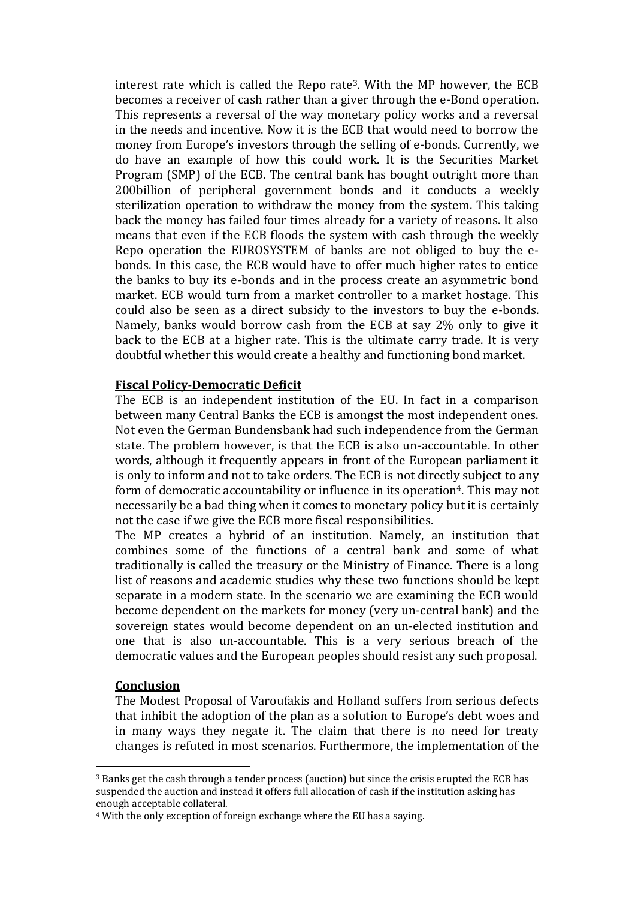interest rate which is called the Repo rate[3]. With the MP however, the ECB becomes a receiver of cash rather than a giver through the e-Bond operation. This represents a reversal of the way monetary policy works and a reversal in the needs and incentive. Now it is the ECB that would need to borrow the money from Europe's investors through the selling of e-bonds. Currently, we do have an example of how this could work. It is the Securities Market Program (SMP) of the ECB. The central bank has bought outright more than 200billion of peripheral government bonds and it conducts a weekly sterilization operation to withdraw the money from the system. This taking back the money has failed four times already for a variety of reasons. It also means that even if the ECB floods the system with cash through the weekly Repo operation the EUROSYSTEM of banks are not obliged to buy the e-bonds. In this case, the ECB would have to offer much higher rates to entice the banks to buy its e-bonds and in the process create an asymmetric bond market. ECB would turn from a market controller to a market hostage. This could also be seen as a direct subsidy to the investors to buy the e-bonds. Namely, banks would borrow cash from the ECB at say 2% only to give it back to the ECB at a higher rate. This is the ultimate carry trade. It is very doubtful whether this would create a healthy and functioning bond market.

**Fiscal Policy-Democratic Deficit**

The ECB is an independent institution of the EU. In fact in a comparison between many Central Banks the ECB is amongst the most independent ones. Not even the German Bundensbank had such independence from the German state. The problem however, is that the ECB is also un-accountable. In other words, although it frequently appears in front of the European parliament it is only to inform and not to take orders. The ECB is not directly subject to any form of democratic accountability or influence in its operation[4]. This may not necessarily be a bad thing when it comes to monetary policy but it is certainly not the case if we give the ECB more fiscal responsibilities.

The MP creates a hybrid of an institution. Namely, an institution that combines some of the functions of a central bank and some of what traditionally is called the treasury or the Ministry of Finance. There is a long list of reasons and academic studies why these two functions should be kept separate in a modern state. In the scenario we are examining the ECB would become dependent on the markets for money (very un-central bank) and the sovereign states would become dependent on an un-elected institution and one that is also un-accountable. This is a very serious breach of the democratic values and the European peoples should resist any such proposal.

**Conclusion**

The Modest Proposal of Varoufakis and Holland suffers from serious defects that inhibit the adoption of the plan as a solution to Europe's debt woes and in many ways they negate it. The claim that there is no need for treaty changes is refuted in most scenarios. Furthermore, the implementation of the

---

[3] Banks get the cash through a tender process (auction) but since the crisis erupted the ECB has suspended the auction and instead it offers full allocation of cash if the institution asking has enough acceptable collateral.

[4] With the only exception of foreign exchange where the EU has a saying.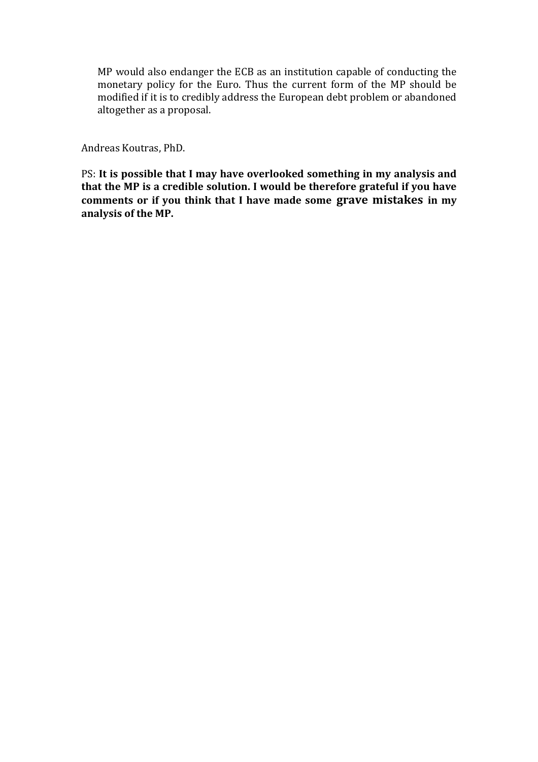MP would also endanger the ECB as an institution capable of conducting the monetary policy for the Euro. Thus the current form of the MP should be modified if it is to credibly address the European debt problem or abandoned altogether as a proposal.

Andreas Koutras, PhD.

PS: **It is possible that I may have overlooked something in my analysis and that the MP is a credible solution. I would be therefore grateful if you have comments or if you think that I have made some grave mistakes in my analysis of the MP.**